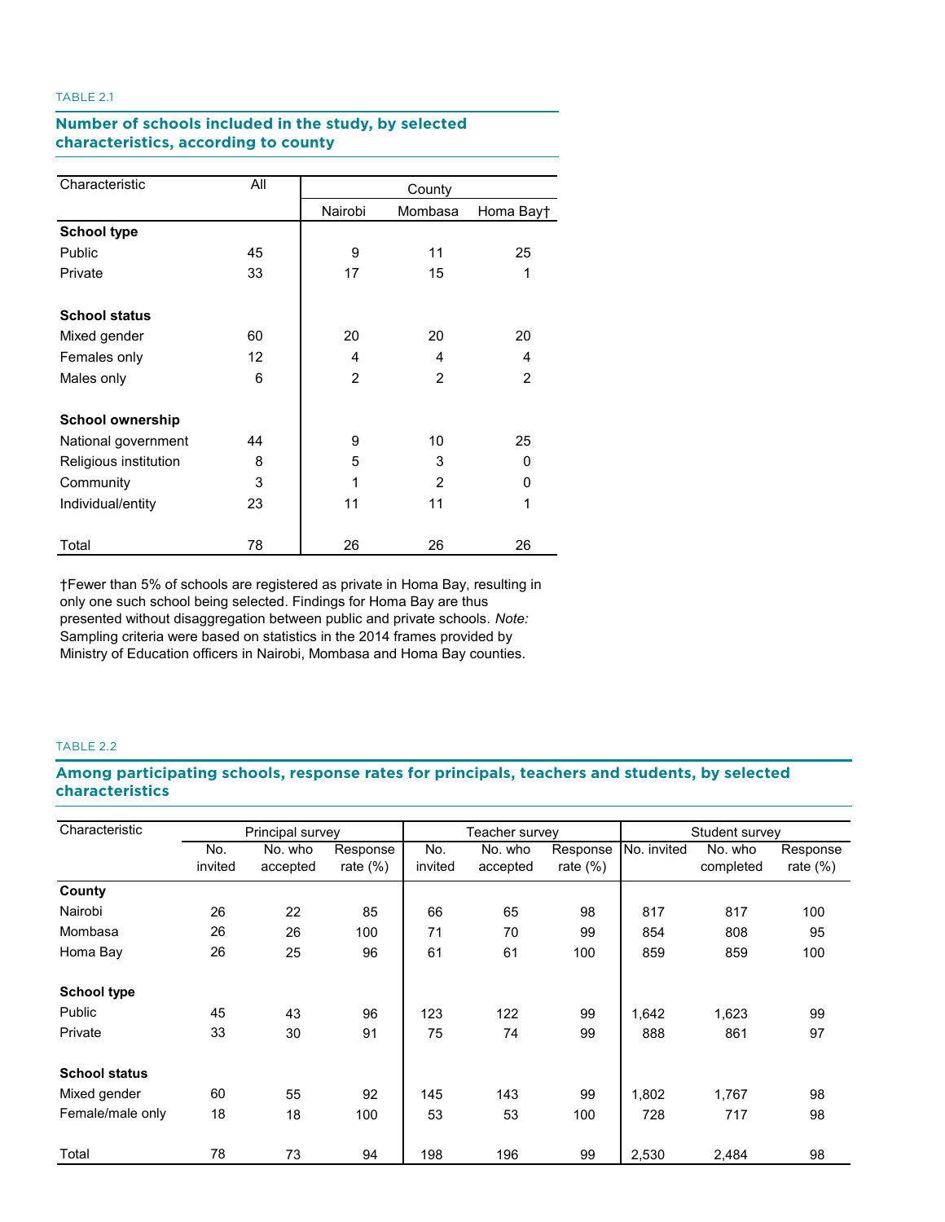TABLE 2.1

### Number of schools included in the study, by selected characteristics, according to county

| Characteristic | All | County | | |
|---|---|---|---|---|
| | | Nairobi | Mombasa | Homa Bay† |
| **School type** | | | | |
| Public | 45 | 9 | 11 | 25 |
| Private | 33 | 17 | 15 | 1 |
| **School status** | | | | |
| Mixed gender | 60 | 20 | 20 | 20 |
| Females only | 12 | 4 | 4 | 4 |
| Males only | 6 | 2 | 2 | 2 |
| **School ownership** | | | | |
| National government | 44 | 9 | 10 | 25 |
| Religious institution | 8 | 5 | 3 | 0 |
| Community | 3 | 1 | 2 | 0 |
| Individual/entity | 23 | 11 | 11 | 1 |
| Total | 78 | 26 | 26 | 26 |

†Fewer than 5% of schools are registered as private in Homa Bay, resulting in only one such school being selected. Findings for Homa Bay are thus presented without disaggregation between public and private schools. *Note:* Sampling criteria were based on statistics in the 2014 frames provided by Ministry of Education officers in Nairobi, Mombasa and Homa Bay counties.

TABLE 2.2

### Among participating schools, response rates for principals, teachers and students, by selected characteristics

| Characteristic | Principal survey | | | Teacher survey | | | Student survey | | |
|---|---|---|---|---|---|---|---|---|---|
| | No. invited | No. who accepted | Response rate (%) | No. invited | No. who accepted | Response rate (%) | No. invited | No. who completed | Response rate (%) |
| **County** | | | | | | | | | |
| Nairobi | 26 | 22 | 85 | 66 | 65 | 98 | 817 | 817 | 100 |
| Mombasa | 26 | 26 | 100 | 71 | 70 | 99 | 854 | 808 | 95 |
| Homa Bay | 26 | 25 | 96 | 61 | 61 | 100 | 859 | 859 | 100 |
| **School type** | | | | | | | | | |
| Public | 45 | 43 | 96 | 123 | 122 | 99 | 1,642 | 1,623 | 99 |
| Private | 33 | 30 | 91 | 75 | 74 | 99 | 888 | 861 | 97 |
| **School status** | | | | | | | | | |
| Mixed gender | 60 | 55 | 92 | 145 | 143 | 99 | 1,802 | 1,767 | 98 |
| Female/male only | 18 | 18 | 100 | 53 | 53 | 100 | 728 | 717 | 98 |
| Total | 78 | 73 | 94 | 198 | 196 | 99 | 2,530 | 2,484 | 98 |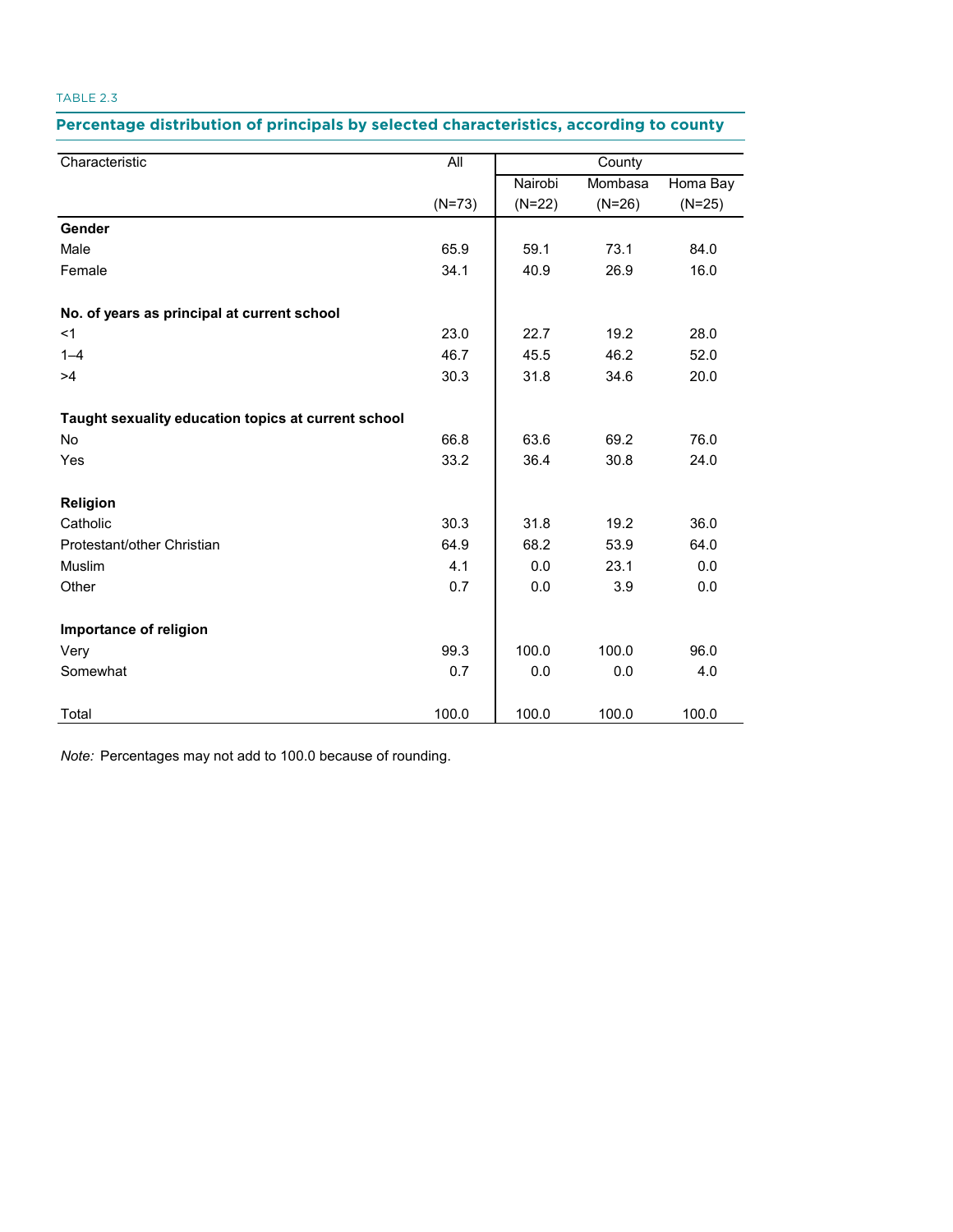TABLE 2.3

**Percentage distribution of principals by selected characteristics, according to county**

| Characteristic | All | County | | |
|---|---|---|---|---|
| | | Nairobi | Mombasa | Homa Bay |
| | (N=73) | (N=22) | (N=26) | (N=25) |
| **Gender** | | | | |
| Male | 65.9 | 59.1 | 73.1 | 84.0 |
| Female | 34.1 | 40.9 | 26.9 | 16.0 |
| **No. of years as principal at current school** | | | | |
| <1 | 23.0 | 22.7 | 19.2 | 28.0 |
| 1–4 | 46.7 | 45.5 | 46.2 | 52.0 |
| >4 | 30.3 | 31.8 | 34.6 | 20.0 |
| **Taught sexuality education topics at current school** | | | | |
| No | 66.8 | 63.6 | 69.2 | 76.0 |
| Yes | 33.2 | 36.4 | 30.8 | 24.0 |
| **Religion** | | | | |
| Catholic | 30.3 | 31.8 | 19.2 | 36.0 |
| Protestant/other Christian | 64.9 | 68.2 | 53.9 | 64.0 |
| Muslim | 4.1 | 0.0 | 23.1 | 0.0 |
| Other | 0.7 | 0.0 | 3.9 | 0.0 |
| **Importance of religion** | | | | |
| Very | 99.3 | 100.0 | 100.0 | 96.0 |
| Somewhat | 0.7 | 0.0 | 0.0 | 4.0 |
| Total | 100.0 | 100.0 | 100.0 | 100.0 |

*Note:* Percentages may not add to 100.0 because of rounding.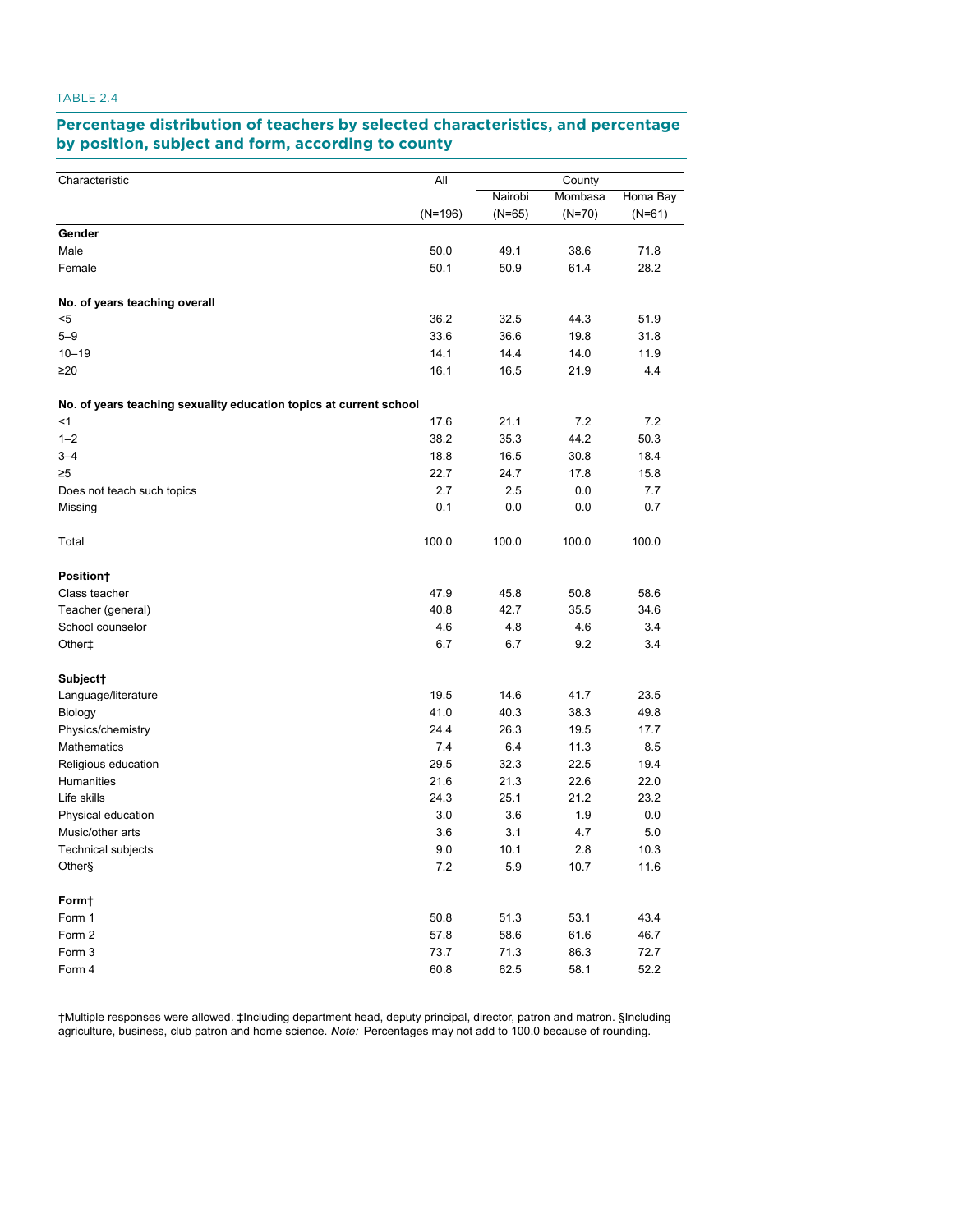TABLE 2.4

## Percentage distribution of teachers by selected characteristics, and percentage by position, subject and form, according to county

| Characteristic | All | County | | |
|---|---|---|---|---|
| | | Nairobi | Mombasa | Homa Bay |
| | (N=196) | (N=65) | (N=70) | (N=61) |
| **Gender** | | | | |
| Male | 50.0 | 49.1 | 38.6 | 71.8 |
| Female | 50.1 | 50.9 | 61.4 | 28.2 |
| **No. of years teaching overall** | | | | |
| <5 | 36.2 | 32.5 | 44.3 | 51.9 |
| 5–9 | 33.6 | 36.6 | 19.8 | 31.8 |
| 10–19 | 14.1 | 14.4 | 14.0 | 11.9 |
| ≥20 | 16.1 | 16.5 | 21.9 | 4.4 |
| **No. of years teaching sexuality education topics at current school** | | | | |
| <1 | 17.6 | 21.1 | 7.2 | 7.2 |
| 1–2 | 38.2 | 35.3 | 44.2 | 50.3 |
| 3–4 | 18.8 | 16.5 | 30.8 | 18.4 |
| ≥5 | 22.7 | 24.7 | 17.8 | 15.8 |
| Does not teach such topics | 2.7 | 2.5 | 0.0 | 7.7 |
| Missing | 0.1 | 0.0 | 0.0 | 0.7 |
| Total | 100.0 | 100.0 | 100.0 | 100.0 |
| **Position†** | | | | |
| Class teacher | 47.9 | 45.8 | 50.8 | 58.6 |
| Teacher (general) | 40.8 | 42.7 | 35.5 | 34.6 |
| School counselor | 4.6 | 4.8 | 4.6 | 3.4 |
| Other‡ | 6.7 | 6.7 | 9.2 | 3.4 |
| **Subject†** | | | | |
| Language/literature | 19.5 | 14.6 | 41.7 | 23.5 |
| Biology | 41.0 | 40.3 | 38.3 | 49.8 |
| Physics/chemistry | 24.4 | 26.3 | 19.5 | 17.7 |
| Mathematics | 7.4 | 6.4 | 11.3 | 8.5 |
| Religious education | 29.5 | 32.3 | 22.5 | 19.4 |
| Humanities | 21.6 | 21.3 | 22.6 | 22.0 |
| Life skills | 24.3 | 25.1 | 21.2 | 23.2 |
| Physical education | 3.0 | 3.6 | 1.9 | 0.0 |
| Music/other arts | 3.6 | 3.1 | 4.7 | 5.0 |
| Technical subjects | 9.0 | 10.1 | 2.8 | 10.3 |
| Other§ | 7.2 | 5.9 | 10.7 | 11.6 |
| **Form†** | | | | |
| Form 1 | 50.8 | 51.3 | 53.1 | 43.4 |
| Form 2 | 57.8 | 58.6 | 61.6 | 46.7 |
| Form 3 | 73.7 | 71.3 | 86.3 | 72.7 |
| Form 4 | 60.8 | 62.5 | 58.1 | 52.2 |

†Multiple responses were allowed. ‡Including department head, deputy principal, director, patron and matron. §Including agriculture, business, club patron and home science. *Note:* Percentages may not add to 100.0 because of rounding.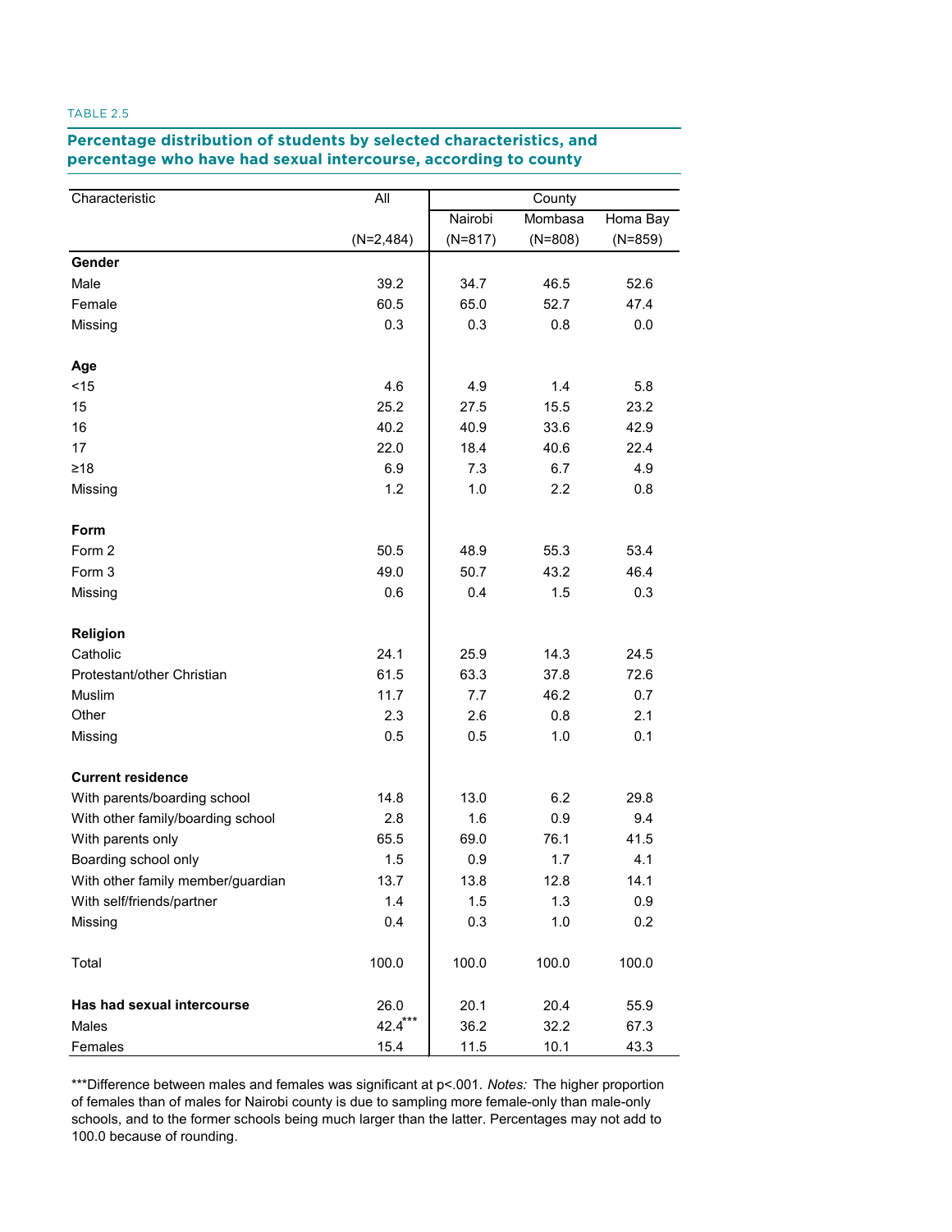TABLE 2.5

**Percentage distribution of students by selected characteristics, and percentage who have had sexual intercourse, according to county**

| Characteristic | All | County | | |
|---|---|---|---|---|
| | | Nairobi | Mombasa | Homa Bay |
| | (N=2,484) | (N=817) | (N=808) | (N=859) |
| **Gender** | | | | |
| Male | 39.2 | 34.7 | 46.5 | 52.6 |
| Female | 60.5 | 65.0 | 52.7 | 47.4 |
| Missing | 0.3 | 0.3 | 0.8 | 0.0 |
| **Age** | | | | |
| <15 | 4.6 | 4.9 | 1.4 | 5.8 |
| 15 | 25.2 | 27.5 | 15.5 | 23.2 |
| 16 | 40.2 | 40.9 | 33.6 | 42.9 |
| 17 | 22.0 | 18.4 | 40.6 | 22.4 |
| ≥18 | 6.9 | 7.3 | 6.7 | 4.9 |
| Missing | 1.2 | 1.0 | 2.2 | 0.8 |
| **Form** | | | | |
| Form 2 | 50.5 | 48.9 | 55.3 | 53.4 |
| Form 3 | 49.0 | 50.7 | 43.2 | 46.4 |
| Missing | 0.6 | 0.4 | 1.5 | 0.3 |
| **Religion** | | | | |
| Catholic | 24.1 | 25.9 | 14.3 | 24.5 |
| Protestant/other Christian | 61.5 | 63.3 | 37.8 | 72.6 |
| Muslim | 11.7 | 7.7 | 46.2 | 0.7 |
| Other | 2.3 | 2.6 | 0.8 | 2.1 |
| Missing | 0.5 | 0.5 | 1.0 | 0.1 |
| **Current residence** | | | | |
| With parents/boarding school | 14.8 | 13.0 | 6.2 | 29.8 |
| With other family/boarding school | 2.8 | 1.6 | 0.9 | 9.4 |
| With parents only | 65.5 | 69.0 | 76.1 | 41.5 |
| Boarding school only | 1.5 | 0.9 | 1.7 | 4.1 |
| With other family member/guardian | 13.7 | 13.8 | 12.8 | 14.1 |
| With self/friends/partner | 1.4 | 1.5 | 1.3 | 0.9 |
| Missing | 0.4 | 0.3 | 1.0 | 0.2 |
| Total | 100.0 | 100.0 | 100.0 | 100.0 |
| **Has had sexual intercourse** | 26.0 | 20.1 | 20.4 | 55.9 |
| Males | 42.4*** | 36.2 | 32.2 | 67.3 |
| Females | 15.4 | 11.5 | 10.1 | 43.3 |

***Difference between males and females was significant at p<.001. *Notes:* The higher proportion of females than of males for Nairobi county is due to sampling more female-only than male-only schools, and to the former schools being much larger than the latter. Percentages may not add to 100.0 because of rounding.